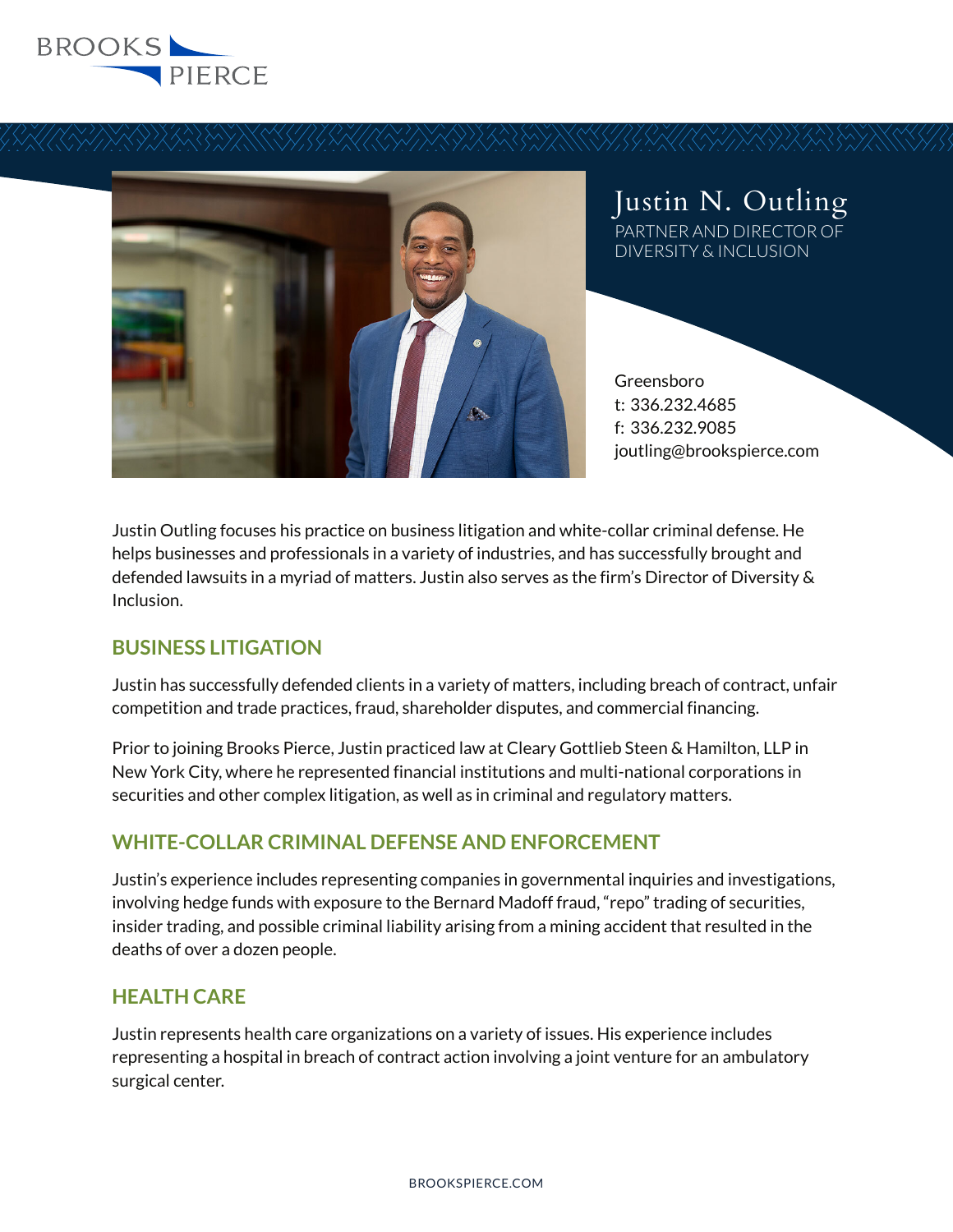BROOKS PIERCE

# Justin N. Outling

PARTNER AND DIRECTOR OF DIVERSITY & INCLUSION

Greensboro
t: 336.232.4685
f: 336.232.9085
joutling@brookspierce.com

Justin Outling focuses his practice on business litigation and white-collar criminal defense. He helps businesses and professionals in a variety of industries, and has successfully brought and defended lawsuits in a myriad of matters. Justin also serves as the firm's Director of Diversity & Inclusion.

## BUSINESS LITIGATION

Justin has successfully defended clients in a variety of matters, including breach of contract, unfair competition and trade practices, fraud, shareholder disputes, and commercial financing.

Prior to joining Brooks Pierce, Justin practiced law at Cleary Gottlieb Steen & Hamilton, LLP in New York City, where he represented financial institutions and multi-national corporations in securities and other complex litigation, as well as in criminal and regulatory matters.

## WHITE-COLLAR CRIMINAL DEFENSE AND ENFORCEMENT

Justin's experience includes representing companies in governmental inquiries and investigations, involving hedge funds with exposure to the Bernard Madoff fraud, "repo" trading of securities, insider trading, and possible criminal liability arising from a mining accident that resulted in the deaths of over a dozen people.

## HEALTH CARE

Justin represents health care organizations on a variety of issues. His experience includes representing a hospital in breach of contract action involving a joint venture for an ambulatory surgical center.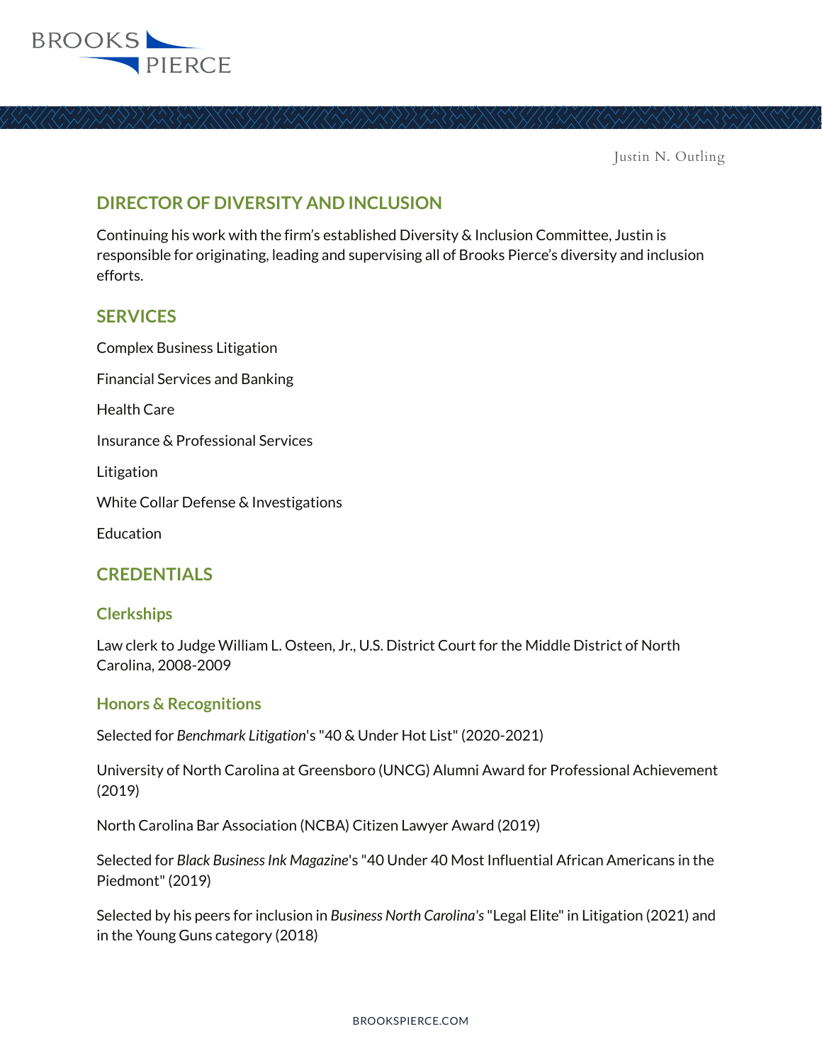## DIRECTOR OF DIVERSITY AND INCLUSION

Continuing his work with the firm's established Diversity & Inclusion Committee, Justin is responsible for originating, leading and supervising all of Brooks Pierce's diversity and inclusion efforts.

## SERVICES

Complex Business Litigation

Financial Services and Banking

Health Care

Insurance & Professional Services

Litigation

White Collar Defense & Investigations

Education

## CREDENTIALS

### Clerkships

Law clerk to Judge William L. Osteen, Jr., U.S. District Court for the Middle District of North Carolina, 2008-2009

### Honors & Recognitions

Selected for *Benchmark Litigation*'s "40 & Under Hot List" (2020-2021)

University of North Carolina at Greensboro (UNCG) Alumni Award for Professional Achievement (2019)

North Carolina Bar Association (NCBA) Citizen Lawyer Award (2019)

Selected for *Black Business Ink Magazine*'s "40 Under 40 Most Influential African Americans in the Piedmont" (2019)

Selected by his peers for inclusion in *Business North Carolina's* "Legal Elite" in Litigation (2021) and in the Young Guns category (2018)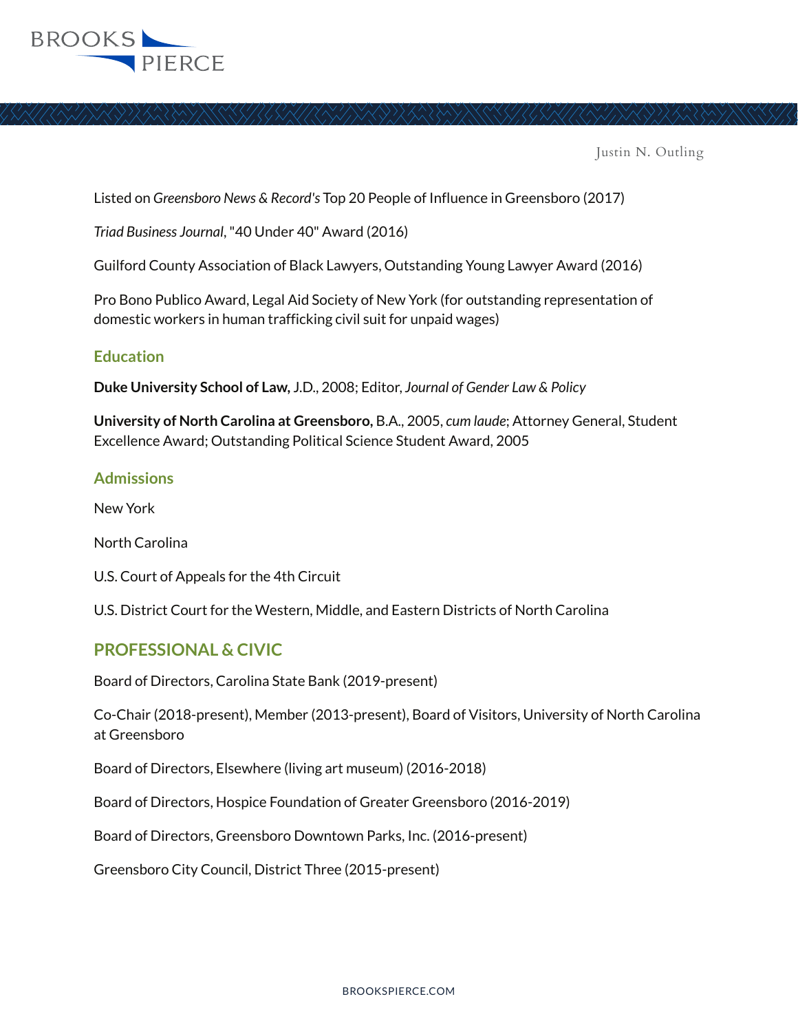Listed on *Greensboro News & Record's* Top 20 People of Influence in Greensboro (2017)

*Triad Business Journal*, "40 Under 40" Award (2016)

Guilford County Association of Black Lawyers, Outstanding Young Lawyer Award (2016)

Pro Bono Publico Award, Legal Aid Society of New York (for outstanding representation of domestic workers in human trafficking civil suit for unpaid wages)

## Education

**Duke University School of Law,** J.D., 2008; Editor, *Journal of Gender Law & Policy*

**University of North Carolina at Greensboro,** B.A., 2005, *cum laude*; Attorney General, Student Excellence Award; Outstanding Political Science Student Award, 2005

## Admissions

New York

North Carolina

U.S. Court of Appeals for the 4th Circuit

U.S. District Court for the Western, Middle, and Eastern Districts of North Carolina

## PROFESSIONAL & CIVIC

Board of Directors, Carolina State Bank (2019-present)

Co-Chair (2018-present), Member (2013-present), Board of Visitors, University of North Carolina at Greensboro

Board of Directors, Elsewhere (living art museum) (2016-2018)

Board of Directors, Hospice Foundation of Greater Greensboro (2016-2019)

Board of Directors, Greensboro Downtown Parks, Inc. (2016-present)

Greensboro City Council, District Three (2015-present)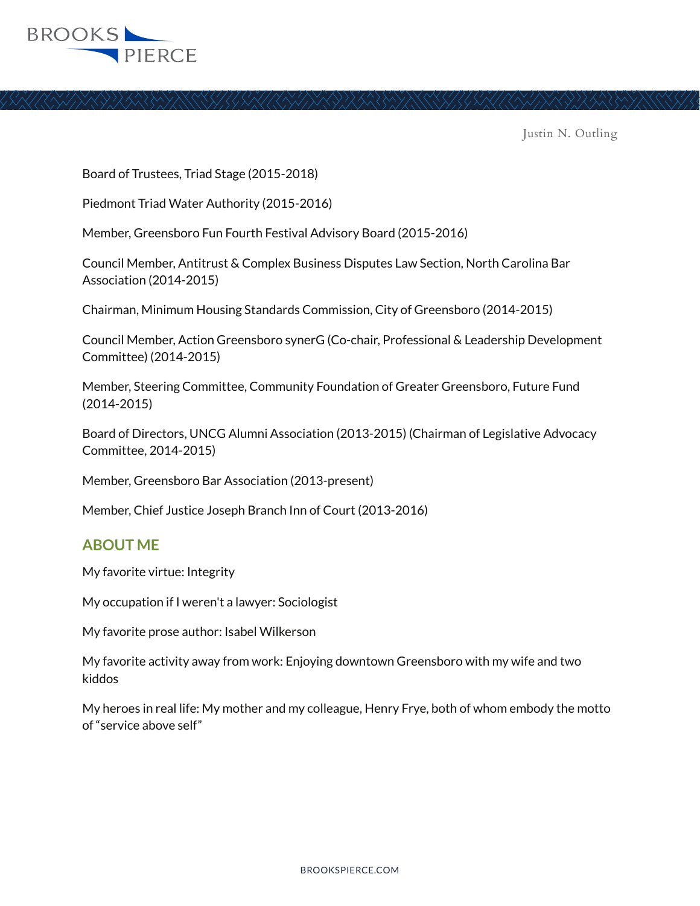Board of Trustees, Triad Stage (2015-2018)

Piedmont Triad Water Authority (2015-2016)

Member, Greensboro Fun Fourth Festival Advisory Board (2015-2016)

Council Member, Antitrust & Complex Business Disputes Law Section, North Carolina Bar Association (2014-2015)

Chairman, Minimum Housing Standards Commission, City of Greensboro (2014-2015)

Council Member, Action Greensboro synerG (Co-chair, Professional & Leadership Development Committee) (2014-2015)

Member, Steering Committee, Community Foundation of Greater Greensboro, Future Fund (2014-2015)

Board of Directors, UNCG Alumni Association (2013-2015) (Chairman of Legislative Advocacy Committee, 2014-2015)

Member, Greensboro Bar Association (2013-present)

Member, Chief Justice Joseph Branch Inn of Court (2013-2016)

## ABOUT ME

My favorite virtue: Integrity

My occupation if I weren't a lawyer: Sociologist

My favorite prose author: Isabel Wilkerson

My favorite activity away from work: Enjoying downtown Greensboro with my wife and two kiddos

My heroes in real life: My mother and my colleague, Henry Frye, both of whom embody the motto of "service above self"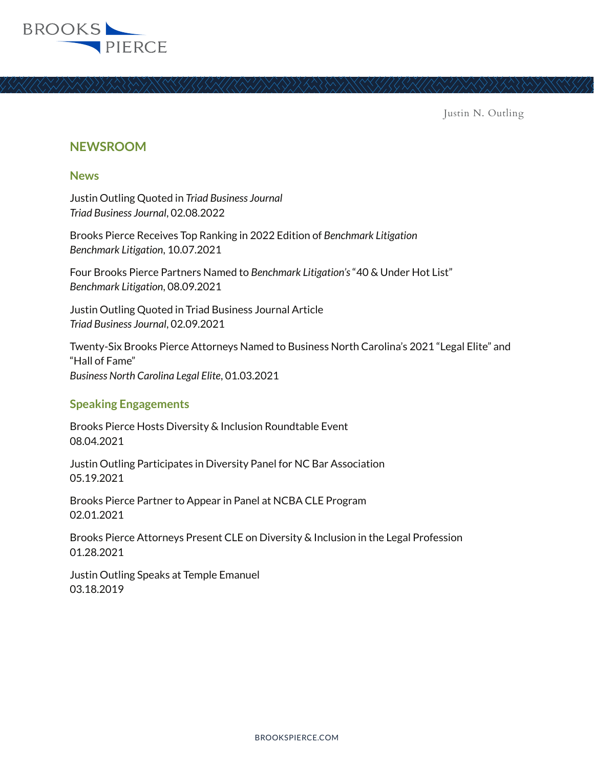## NEWSROOM

### News

Justin Outling Quoted in *Triad Business Journal*
*Triad Business Journal*, 02.08.2022

Brooks Pierce Receives Top Ranking in 2022 Edition of *Benchmark Litigation*
*Benchmark Litigation*, 10.07.2021

Four Brooks Pierce Partners Named to *Benchmark Litigation's* "40 & Under Hot List"
*Benchmark Litigation*, 08.09.2021

Justin Outling Quoted in Triad Business Journal Article
*Triad Business Journal*, 02.09.2021

Twenty-Six Brooks Pierce Attorneys Named to Business North Carolina's 2021 "Legal Elite" and "Hall of Fame"
*Business North Carolina Legal Elite*, 01.03.2021

### Speaking Engagements

Brooks Pierce Hosts Diversity & Inclusion Roundtable Event
08.04.2021

Justin Outling Participates in Diversity Panel for NC Bar Association
05.19.2021

Brooks Pierce Partner to Appear in Panel at NCBA CLE Program
02.01.2021

Brooks Pierce Attorneys Present CLE on Diversity & Inclusion in the Legal Profession
01.28.2021

Justin Outling Speaks at Temple Emanuel
03.18.2019